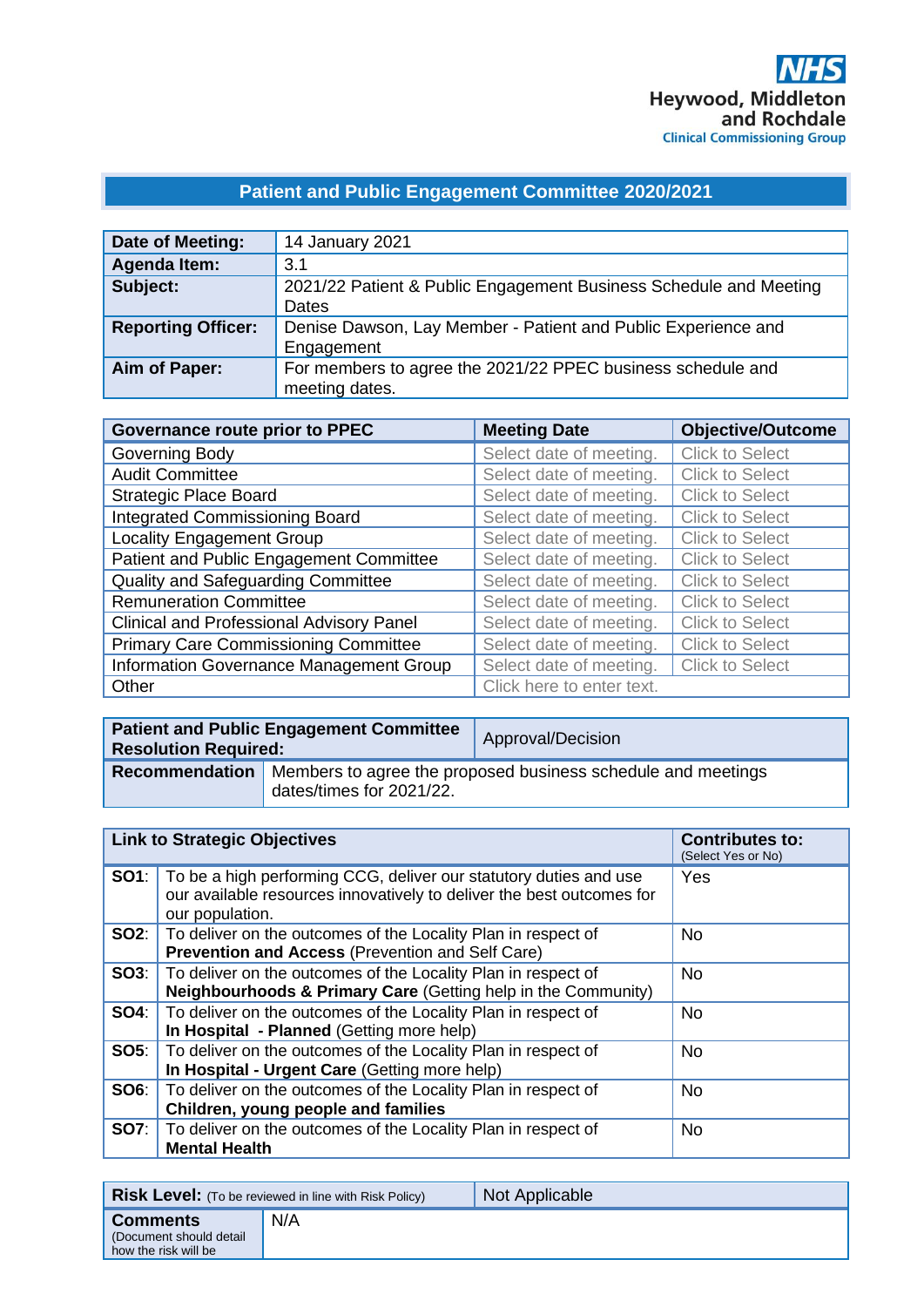NHS
Heywood, Middleton and Rochdale
Clinical Commissioning Group

# Patient and Public Engagement Committee 2020/2021

| **Date of Meeting:** | 14 January 2021 |
|---|---|
| **Agenda Item:** | 3.1 |
| **Subject:** | 2021/22 Patient & Public Engagement Business Schedule and Meeting Dates |
| **Reporting Officer:** | Denise Dawson, Lay Member - Patient and Public Experience and Engagement |
| **Aim of Paper:** | For members to agree the 2021/22 PPEC business schedule and meeting dates. |

| **Governance route prior to PPEC** | **Meeting Date** | **Objective/Outcome** |
|---|---|---|
| Governing Body | Select date of meeting. | Click to Select |
| Audit Committee | Select date of meeting. | Click to Select |
| Strategic Place Board | Select date of meeting. | Click to Select |
| Integrated Commissioning Board | Select date of meeting. | Click to Select |
| Locality Engagement Group | Select date of meeting. | Click to Select |
| Patient and Public Engagement Committee | Select date of meeting. | Click to Select |
| Quality and Safeguarding Committee | Select date of meeting. | Click to Select |
| Remuneration Committee | Select date of meeting. | Click to Select |
| Clinical and Professional Advisory Panel | Select date of meeting. | Click to Select |
| Primary Care Commissioning Committee | Select date of meeting. | Click to Select |
| Information Governance Management Group | Select date of meeting. | Click to Select |
| Other | Click here to enter text. | |

| **Patient and Public Engagement Committee Resolution Required:** | Approval/Decision |
|---|---|
| **Recommendation** | Members to agree the proposed business schedule and meetings dates/times for 2021/22. |

| **Link to Strategic Objectives** | | **Contributes to:** (Select Yes or No) |
|---|---|---|
| **SO1**: | To be a high performing CCG, deliver our statutory duties and use our available resources innovatively to deliver the best outcomes for our population. | Yes |
| **SO2**: | To deliver on the outcomes of the Locality Plan in respect of **Prevention and Access** (Prevention and Self Care) | No |
| **SO3**: | To deliver on the outcomes of the Locality Plan in respect of **Neighbourhoods & Primary Care** (Getting help in the Community) | No |
| **SO4**: | To deliver on the outcomes of the Locality Plan in respect of **In Hospital - Planned** (Getting more help) | No |
| **SO5**: | To deliver on the outcomes of the Locality Plan in respect of **In Hospital - Urgent Care** (Getting more help) | No |
| **SO6**: | To deliver on the outcomes of the Locality Plan in respect of **Children, young people and families** | No |
| **SO7**: | To deliver on the outcomes of the Locality Plan in respect of **Mental Health** | No |

| **Risk Level:** (To be reviewed in line with Risk Policy) | Not Applicable |
|---|---|
| **Comments** (Document should detail how the risk will be | N/A |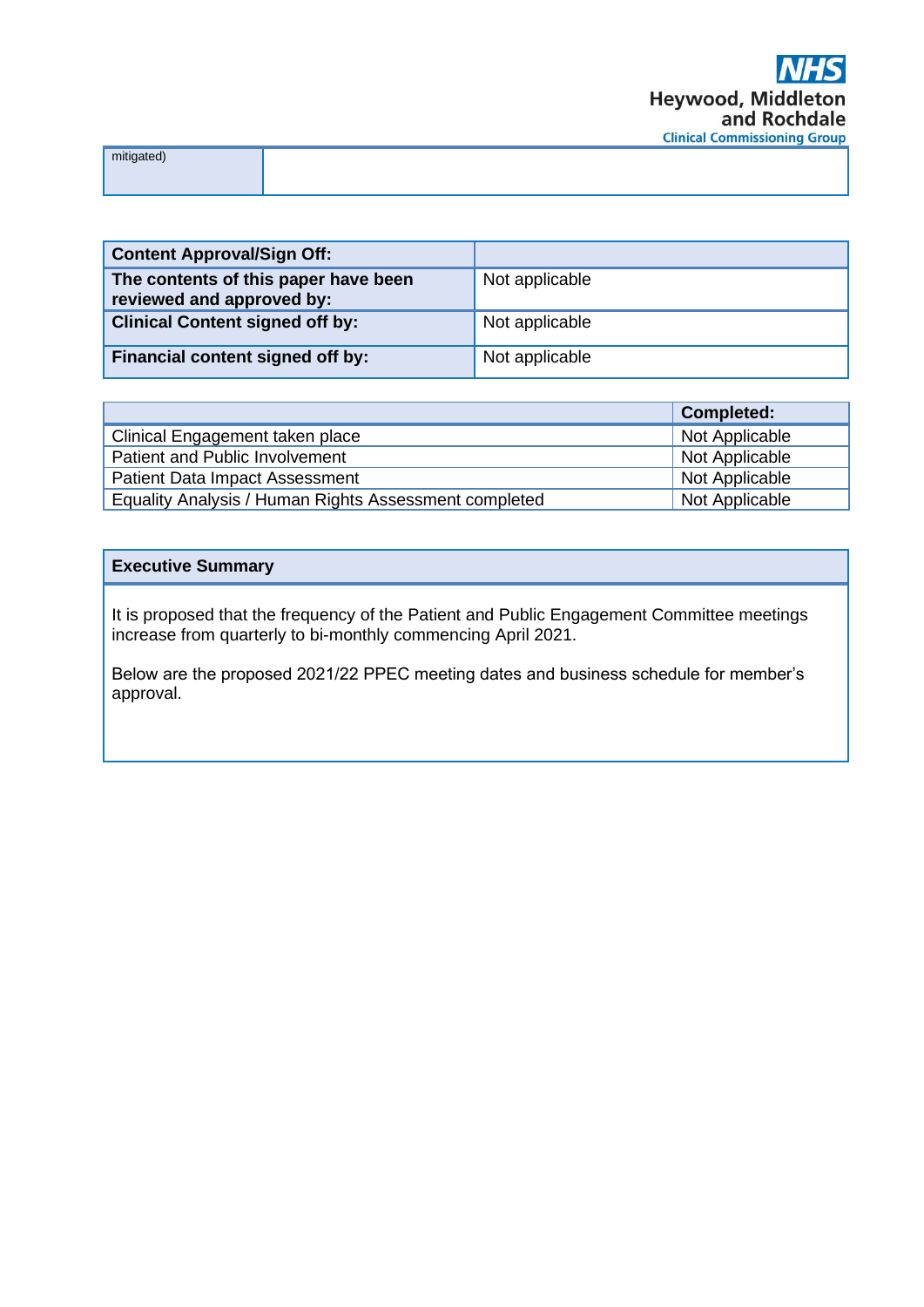| | |
|---|---|
| mitigated) | |

| Content Approval/Sign Off: | |
|---|---|
| **The contents of this paper have been reviewed and approved by:** | Not applicable |
| **Clinical Content signed off by:** | Not applicable |
| **Financial content signed off by:** | Not applicable |

| | Completed: |
|---|---|
| Clinical Engagement taken place | Not Applicable |
| Patient and Public Involvement | Not Applicable |
| Patient Data Impact Assessment | Not Applicable |
| Equality Analysis / Human Rights Assessment completed | Not Applicable |

**Executive Summary**

It is proposed that the frequency of the Patient and Public Engagement Committee meetings increase from quarterly to bi-monthly commencing April 2021.

Below are the proposed 2021/22 PPEC meeting dates and business schedule for member's approval.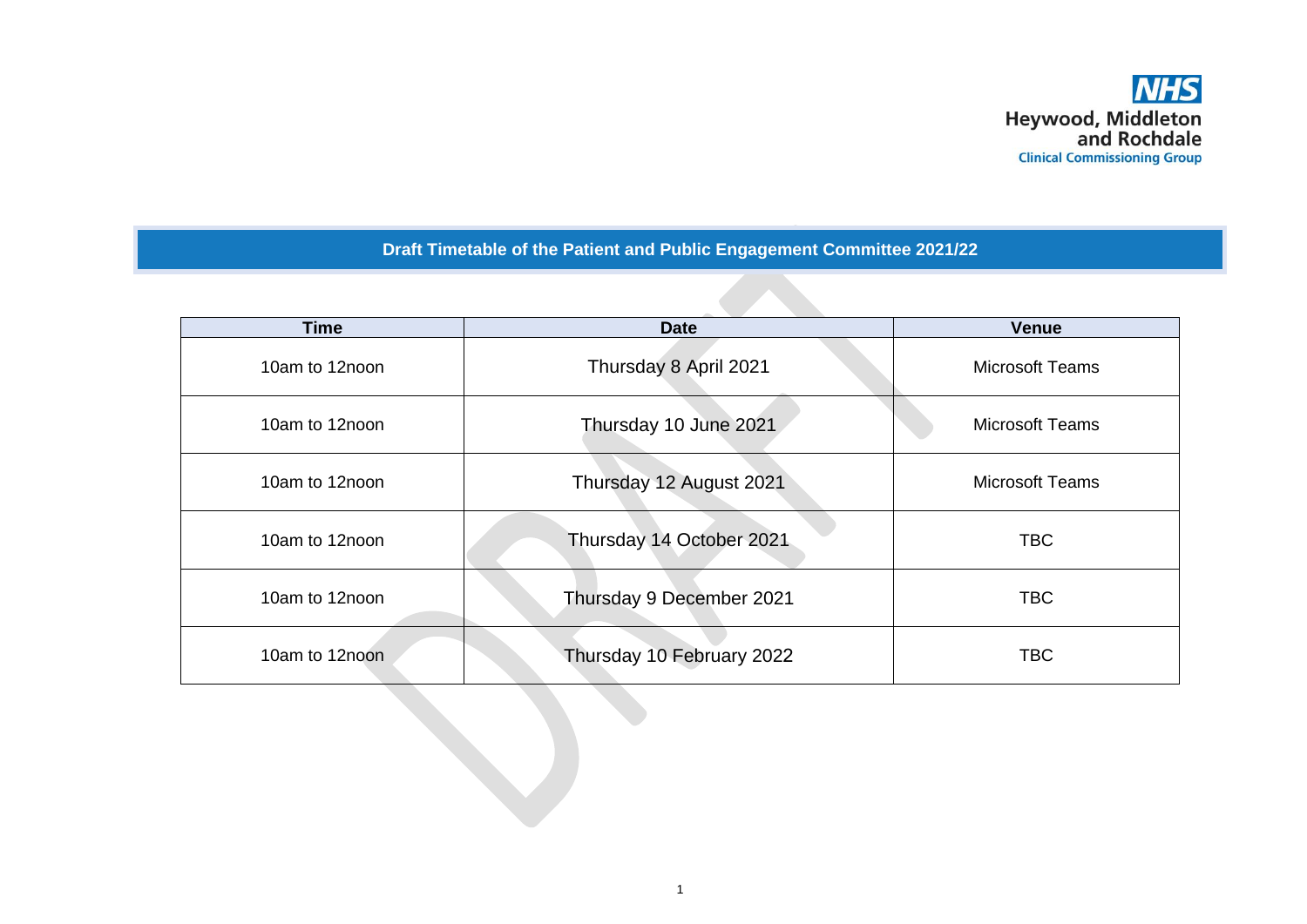Heywood, Middleton and Rochdale
Clinical Commissioning Group

## Draft Timetable of the Patient and Public Engagement Committee 2021/22

| Time | Date | Venue |
|---|---|---|
| 10am to 12noon | Thursday 8 April 2021 | Microsoft Teams |
| 10am to 12noon | Thursday 10 June 2021 | Microsoft Teams |
| 10am to 12noon | Thursday 12 August 2021 | Microsoft Teams |
| 10am to 12noon | Thursday 14 October 2021 | TBC |
| 10am to 12noon | Thursday 9 December 2021 | TBC |
| 10am to 12noon | Thursday 10 February 2022 | TBC |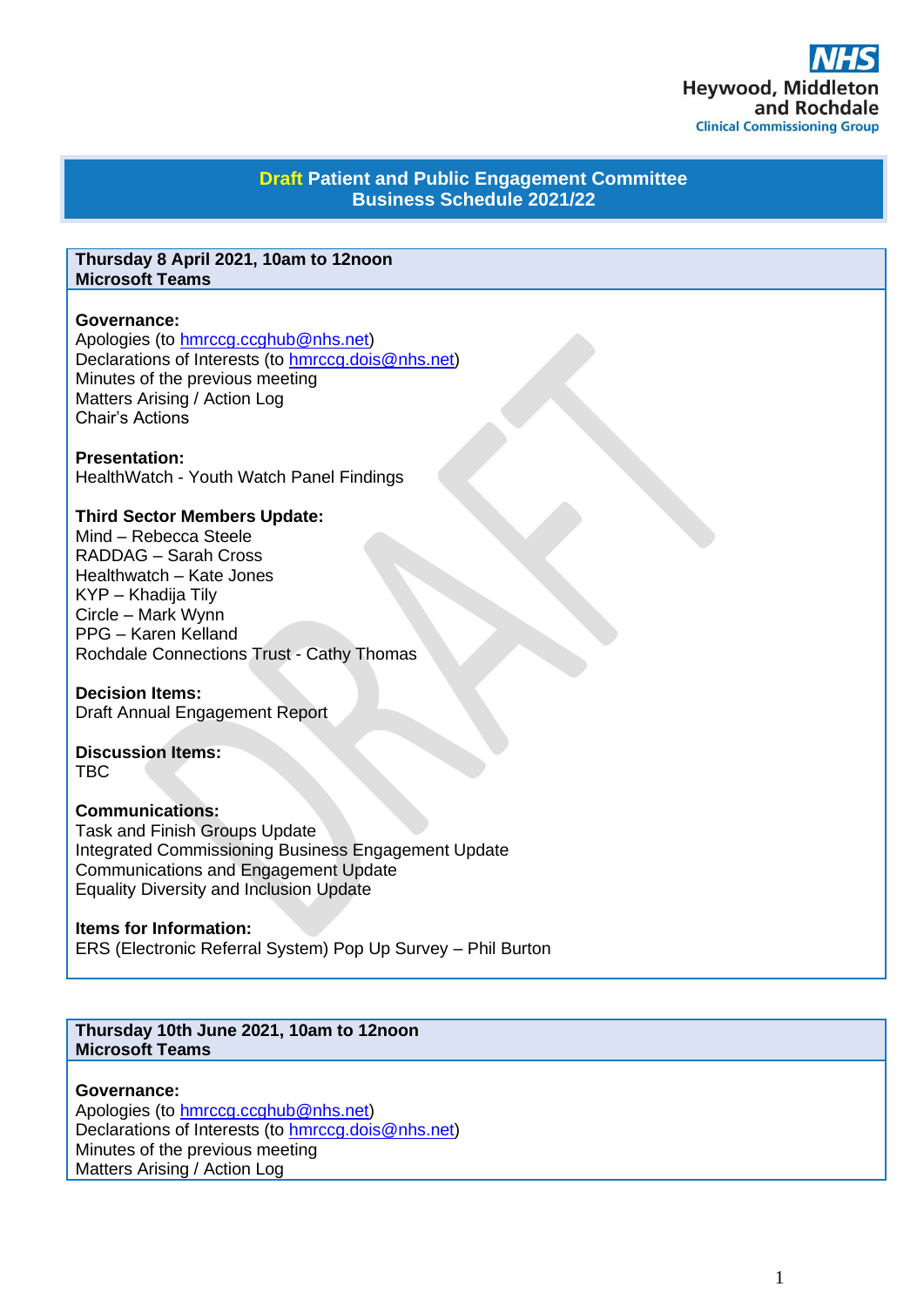Heywood, Middleton and Rochdale Clinical Commissioning Group

# Draft Patient and Public Engagement Committee Business Schedule 2021/22

## Thursday 8 April 2021, 10am to 12noon
**Microsoft Teams**

**Governance:**
Apologies (to hmrccg.ccghub@nhs.net)
Declarations of Interests (to hmrccg.dois@nhs.net)
Minutes of the previous meeting
Matters Arising / Action Log
Chair's Actions

**Presentation:**
HealthWatch - Youth Watch Panel Findings

**Third Sector Members Update:**
Mind – Rebecca Steele
RADDAG – Sarah Cross
Healthwatch – Kate Jones
KYP – Khadija Tily
Circle – Mark Wynn
PPG – Karen Kelland
Rochdale Connections Trust - Cathy Thomas

**Decision Items:**
Draft Annual Engagement Report

**Discussion Items:**
TBC

**Communications:**
Task and Finish Groups Update
Integrated Commissioning Business Engagement Update
Communications and Engagement Update
Equality Diversity and Inclusion Update

**Items for Information:**
ERS (Electronic Referral System) Pop Up Survey – Phil Burton

## Thursday 10th June 2021, 10am to 12noon
**Microsoft Teams**

**Governance:**
Apologies (to hmrccg.ccghub@nhs.net)
Declarations of Interests (to hmrccg.dois@nhs.net)
Minutes of the previous meeting
Matters Arising / Action Log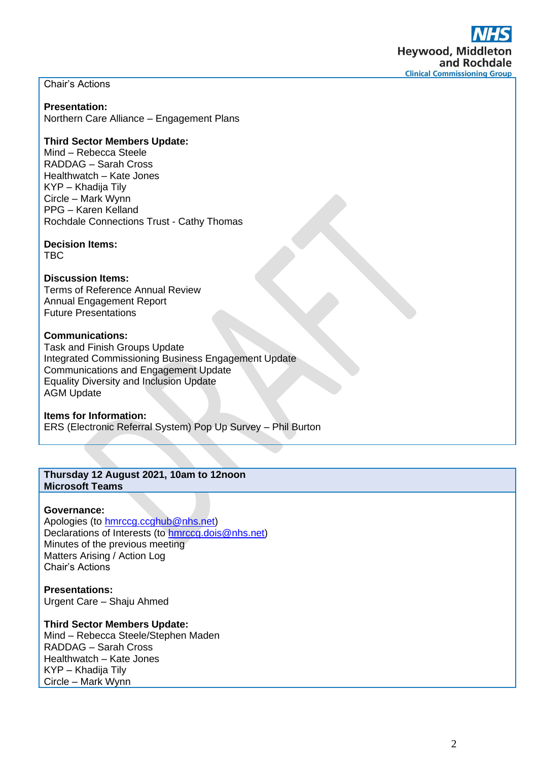Chair's Actions

**Presentation:**
Northern Care Alliance – Engagement Plans

**Third Sector Members Update:**
Mind – Rebecca Steele
RADDAG – Sarah Cross
Healthwatch – Kate Jones
KYP – Khadija Tily
Circle – Mark Wynn
PPG – Karen Kelland
Rochdale Connections Trust - Cathy Thomas

**Decision Items:**
TBC

**Discussion Items:**
Terms of Reference Annual Review
Annual Engagement Report
Future Presentations

**Communications:**
Task and Finish Groups Update
Integrated Commissioning Business Engagement Update
Communications and Engagement Update
Equality Diversity and Inclusion Update
AGM Update

**Items for Information:**
ERS (Electronic Referral System) Pop Up Survey – Phil Burton

**Thursday 12 August 2021, 10am to 12noon**
**Microsoft Teams**

**Governance:**
Apologies (to hmrccg.ccghub@nhs.net)
Declarations of Interests (to hmrccg.dois@nhs.net)
Minutes of the previous meeting
Matters Arising / Action Log
Chair's Actions

**Presentations:**
Urgent Care – Shaju Ahmed

**Third Sector Members Update:**
Mind – Rebecca Steele/Stephen Maden
RADDAG – Sarah Cross
Healthwatch – Kate Jones
KYP – Khadija Tily
Circle – Mark Wynn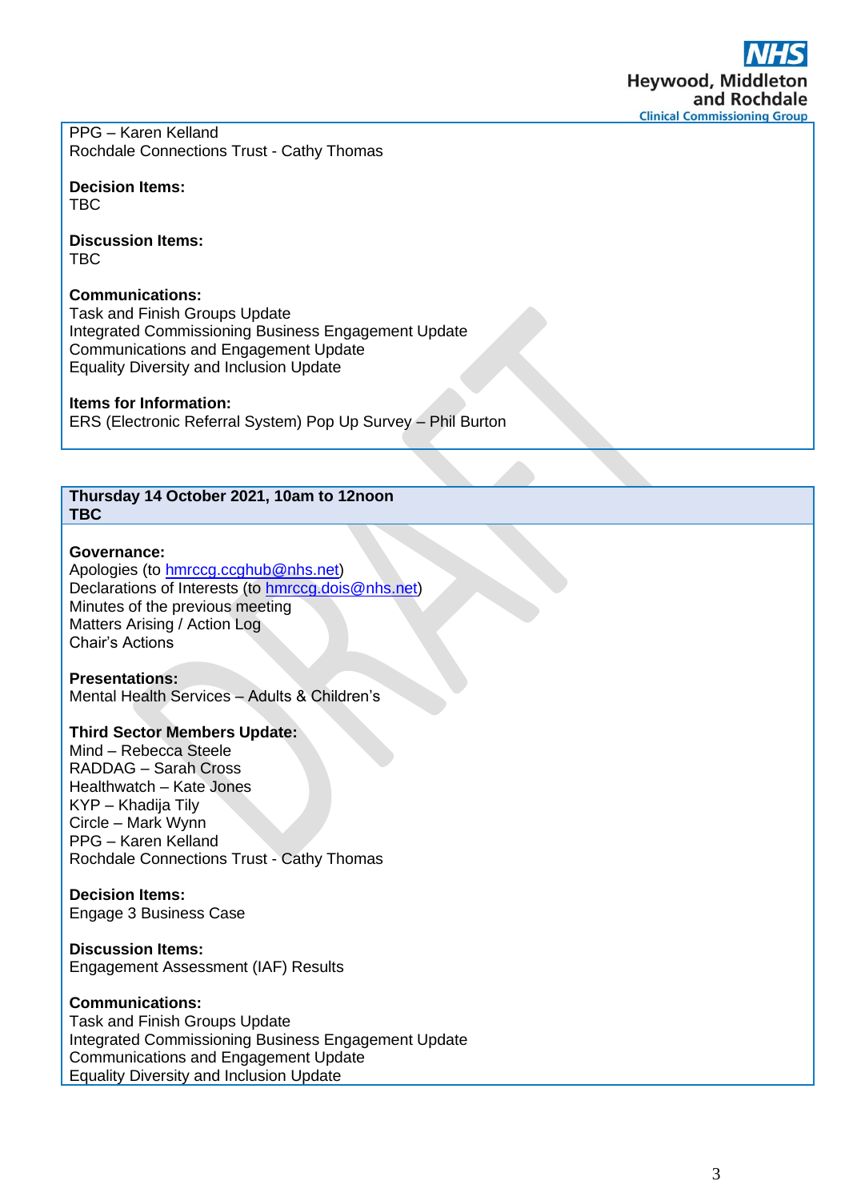PPG – Karen Kelland
Rochdale Connections Trust - Cathy Thomas

**Decision Items:**
TBC

**Discussion Items:**
TBC

**Communications:**
Task and Finish Groups Update
Integrated Commissioning Business Engagement Update
Communications and Engagement Update
Equality Diversity and Inclusion Update

**Items for Information:**
ERS (Electronic Referral System) Pop Up Survey – Phil Burton

**Thursday 14 October 2021, 10am to 12noon**
**TBC**

**Governance:**
Apologies (to hmrccg.ccghub@nhs.net)
Declarations of Interests (to hmrccg.dois@nhs.net)
Minutes of the previous meeting
Matters Arising / Action Log
Chair's Actions

**Presentations:**
Mental Health Services – Adults & Children's

**Third Sector Members Update:**
Mind – Rebecca Steele
RADDAG – Sarah Cross
Healthwatch – Kate Jones
KYP – Khadija Tily
Circle – Mark Wynn
PPG – Karen Kelland
Rochdale Connections Trust - Cathy Thomas

**Decision Items:**
Engage 3 Business Case

**Discussion Items:**
Engagement Assessment (IAF) Results

**Communications:**
Task and Finish Groups Update
Integrated Commissioning Business Engagement Update
Communications and Engagement Update
Equality Diversity and Inclusion Update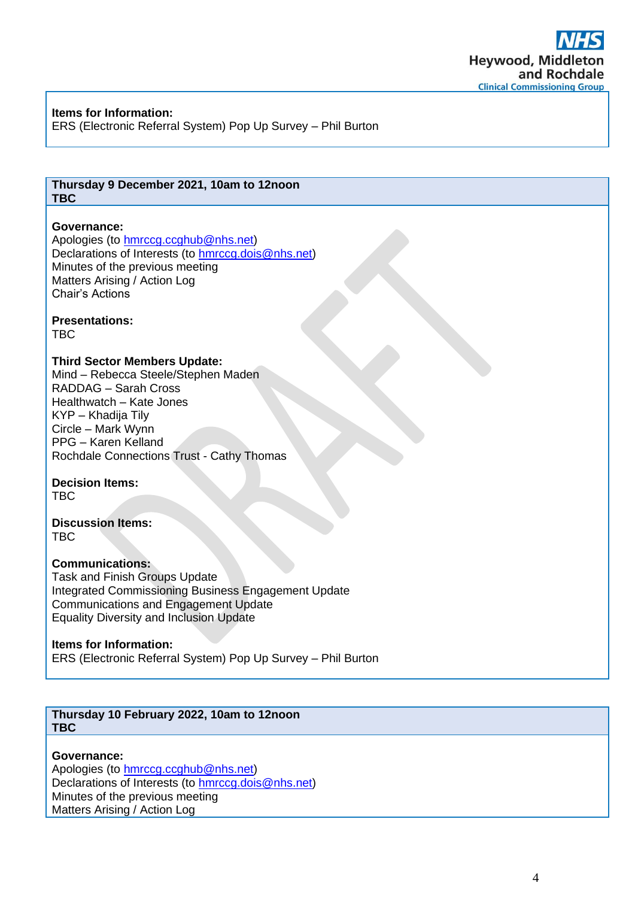**Items for Information:**
ERS (Electronic Referral System) Pop Up Survey – Phil Burton

---

**Thursday 9 December 2021, 10am to 12noon**
**TBC**

**Governance:**
Apologies (to hmrccg.ccghub@nhs.net)
Declarations of Interests (to hmrccg.dois@nhs.net)
Minutes of the previous meeting
Matters Arising / Action Log
Chair's Actions

**Presentations:**
TBC

**Third Sector Members Update:**
Mind – Rebecca Steele/Stephen Maden
RADDAG – Sarah Cross
Healthwatch – Kate Jones
KYP – Khadija Tily
Circle – Mark Wynn
PPG – Karen Kelland
Rochdale Connections Trust - Cathy Thomas

**Decision Items:**
TBC

**Discussion Items:**
TBC

**Communications:**
Task and Finish Groups Update
Integrated Commissioning Business Engagement Update
Communications and Engagement Update
Equality Diversity and Inclusion Update

**Items for Information:**
ERS (Electronic Referral System) Pop Up Survey – Phil Burton

---

**Thursday 10 February 2022, 10am to 12noon**
**TBC**

**Governance:**
Apologies (to hmrccg.ccghub@nhs.net)
Declarations of Interests (to hmrccg.dois@nhs.net)
Minutes of the previous meeting
Matters Arising / Action Log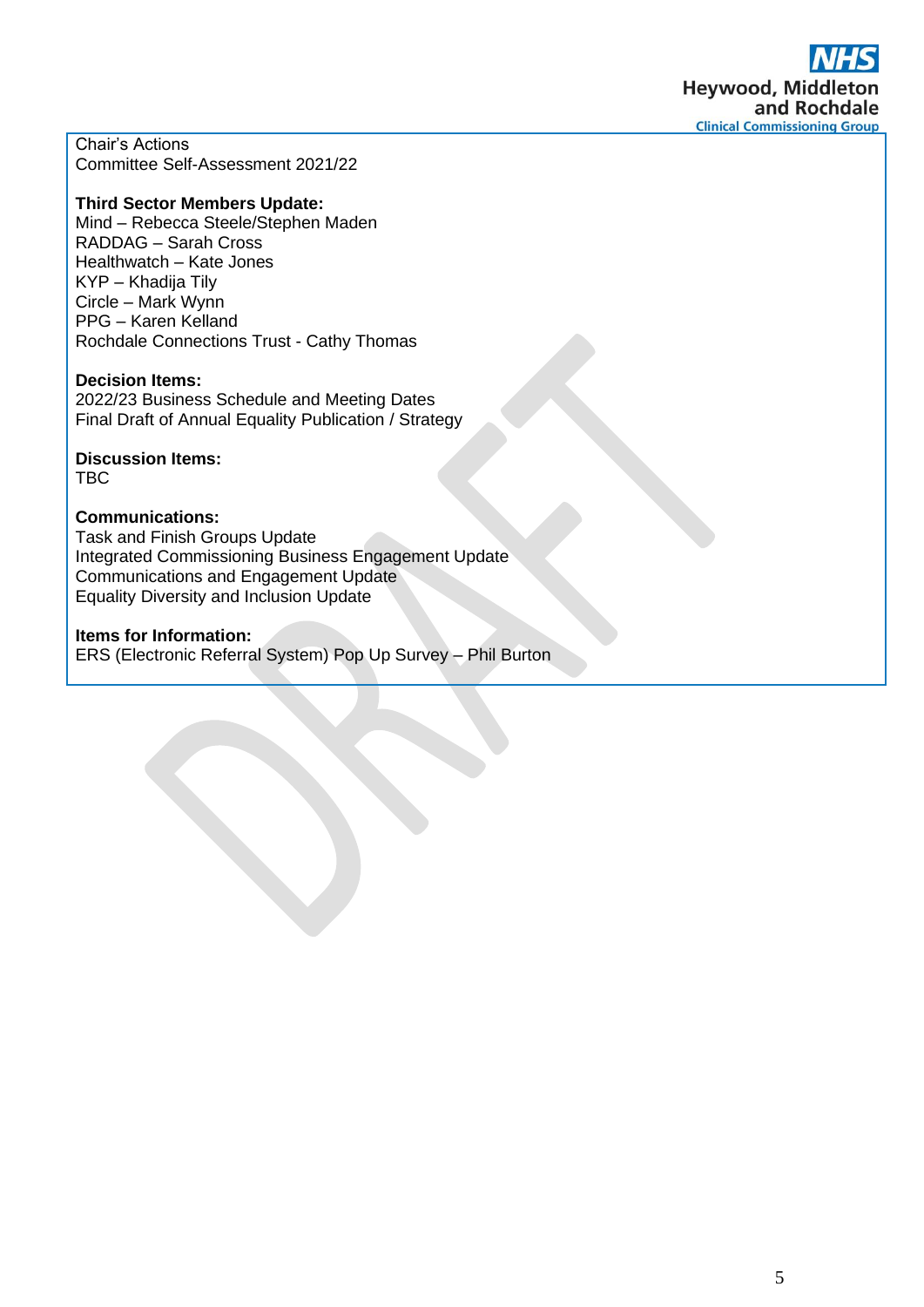Chair's Actions
Committee Self-Assessment 2021/22

**Third Sector Members Update:**
Mind – Rebecca Steele/Stephen Maden
RADDAG – Sarah Cross
Healthwatch – Kate Jones
KYP – Khadija Tily
Circle – Mark Wynn
PPG – Karen Kelland
Rochdale Connections Trust - Cathy Thomas

**Decision Items:**
2022/23 Business Schedule and Meeting Dates
Final Draft of Annual Equality Publication / Strategy

**Discussion Items:**
TBC

**Communications:**
Task and Finish Groups Update
Integrated Commissioning Business Engagement Update
Communications and Engagement Update
Equality Diversity and Inclusion Update

**Items for Information:**
ERS (Electronic Referral System) Pop Up Survey – Phil Burton